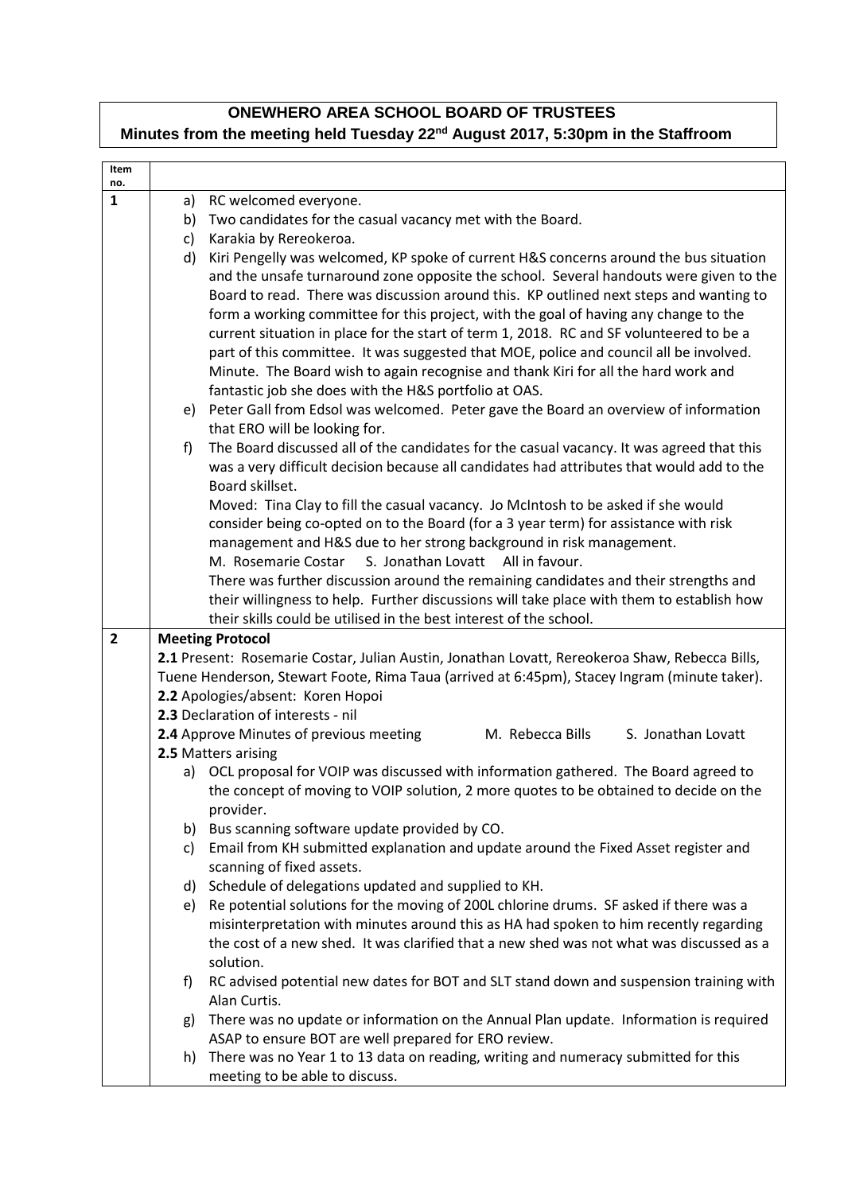# ONEWHERO AREA SCHOOL BOARD OF TRUSTEES

## Minutes from the meeting held Tuesday 22nd August 2017, 5:30pm in the Staffroom

| Item no. | |
|---|---|
| **1** | a) RC welcomed everyone.<br>b) Two candidates for the casual vacancy met with the Board.<br>c) Karakia by Rereokeroa.<br>d) Kiri Pengelly was welcomed, KP spoke of current H&S concerns around the bus situation and the unsafe turnaround zone opposite the school. Several handouts were given to the Board to read. There was discussion around this. KP outlined next steps and wanting to form a working committee for this project, with the goal of having any change to the current situation in place for the start of term 1, 2018. RC and SF volunteered to be a part of this committee. It was suggested that MOE, police and council all be involved. Minute. The Board wish to again recognise and thank Kiri for all the hard work and fantastic job she does with the H&S portfolio at OAS.<br>e) Peter Gall from Edsol was welcomed. Peter gave the Board an overview of information that ERO will be looking for.<br>f) The Board discussed all of the candidates for the casual vacancy. It was agreed that this was a very difficult decision because all candidates had attributes that would add to the Board skillset.<br>Moved: Tina Clay to fill the casual vacancy. Jo McIntosh to be asked if she would consider being co-opted on to the Board (for a 3 year term) for assistance with risk management and H&S due to her strong background in risk management.<br>M. Rosemarie Costar S. Jonathan Lovatt All in favour.<br>There was further discussion around the remaining candidates and their strengths and their willingness to help. Further discussions will take place with them to establish how their skills could be utilised in the best interest of the school. |
| **2** | **Meeting Protocol**<br>**2.1** Present: Rosemarie Costar, Julian Austin, Jonathan Lovatt, Rereokeroa Shaw, Rebecca Bills, Tuene Henderson, Stewart Foote, Rima Taua (arrived at 6:45pm), Stacey Ingram (minute taker).<br>**2.2** Apologies/absent: Koren Hopoi<br>**2.3** Declaration of interests - nil<br>**2.4** Approve Minutes of previous meeting M. Rebecca Bills S. Jonathan Lovatt<br>**2.5** Matters arising<br>a) OCL proposal for VOIP was discussed with information gathered. The Board agreed to the concept of moving to VOIP solution, 2 more quotes to be obtained to decide on the provider.<br>b) Bus scanning software update provided by CO.<br>c) Email from KH submitted explanation and update around the Fixed Asset register and scanning of fixed assets.<br>d) Schedule of delegations updated and supplied to KH.<br>e) Re potential solutions for the moving of 200L chlorine drums. SF asked if there was a misinterpretation with minutes around this as HA had spoken to him recently regarding the cost of a new shed. It was clarified that a new shed was not what was discussed as a solution.<br>f) RC advised potential new dates for BOT and SLT stand down and suspension training with Alan Curtis.<br>g) There was no update or information on the Annual Plan update. Information is required ASAP to ensure BOT are well prepared for ERO review.<br>h) There was no Year 1 to 13 data on reading, writing and numeracy submitted for this meeting to be able to discuss. |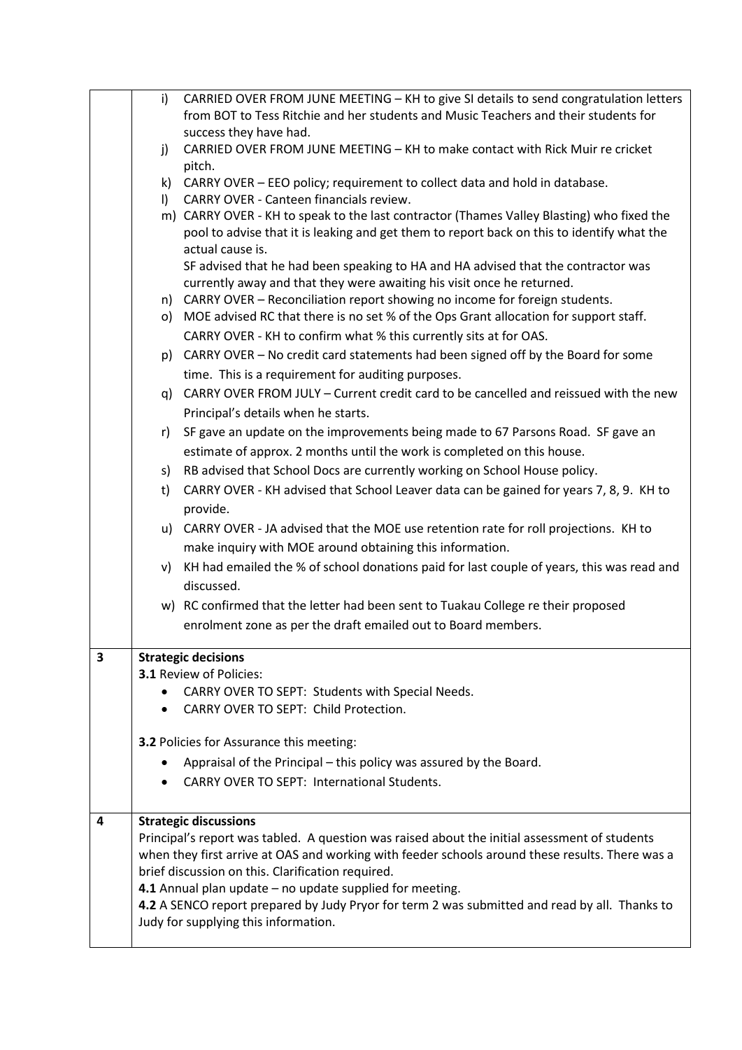| | |
|---|---|
| | i) CARRIED OVER FROM JUNE MEETING – KH to give SI details to send congratulation letters from BOT to Tess Ritchie and her students and Music Teachers and their students for success they have had.<br>j) CARRIED OVER FROM JUNE MEETING – KH to make contact with Rick Muir re cricket pitch.<br>k) CARRY OVER – EEO policy; requirement to collect data and hold in database.<br>l) CARRY OVER - Canteen financials review.<br>m) CARRY OVER - KH to speak to the last contractor (Thames Valley Blasting) who fixed the pool to advise that it is leaking and get them to report back on this to identify what the actual cause is.<br>SF advised that he had been speaking to HA and HA advised that the contractor was currently away and that they were awaiting his visit once he returned.<br>n) CARRY OVER – Reconciliation report showing no income for foreign students.<br>o) MOE advised RC that there is no set % of the Ops Grant allocation for support staff.<br>CARRY OVER - KH to confirm what % this currently sits at for OAS.<br>p) CARRY OVER – No credit card statements had been signed off by the Board for some time. This is a requirement for auditing purposes.<br>q) CARRY OVER FROM JULY – Current credit card to be cancelled and reissued with the new Principal's details when he starts.<br>r) SF gave an update on the improvements being made to 67 Parsons Road. SF gave an estimate of approx. 2 months until the work is completed on this house.<br>s) RB advised that School Docs are currently working on School House policy.<br>t) CARRY OVER - KH advised that School Leaver data can be gained for years 7, 8, 9. KH to provide.<br>u) CARRY OVER - JA advised that the MOE use retention rate for roll projections. KH to make inquiry with MOE around obtaining this information.<br>v) KH had emailed the % of school donations paid for last couple of years, this was read and discussed.<br>w) RC confirmed that the letter had been sent to Tuakau College re their proposed enrolment zone as per the draft emailed out to Board members. |
| **3** | **Strategic decisions**<br>**3.1** Review of Policies:<br>• CARRY OVER TO SEPT: Students with Special Needs.<br>• CARRY OVER TO SEPT: Child Protection.<br><br>**3.2** Policies for Assurance this meeting:<br>• Appraisal of the Principal – this policy was assured by the Board.<br>• CARRY OVER TO SEPT: International Students. |
| **4** | **Strategic discussions**<br>Principal's report was tabled. A question was raised about the initial assessment of students when they first arrive at OAS and working with feeder schools around these results. There was a brief discussion on this. Clarification required.<br>**4.1** Annual plan update – no update supplied for meeting.<br>**4.2** A SENCO report prepared by Judy Pryor for term 2 was submitted and read by all. Thanks to Judy for supplying this information. |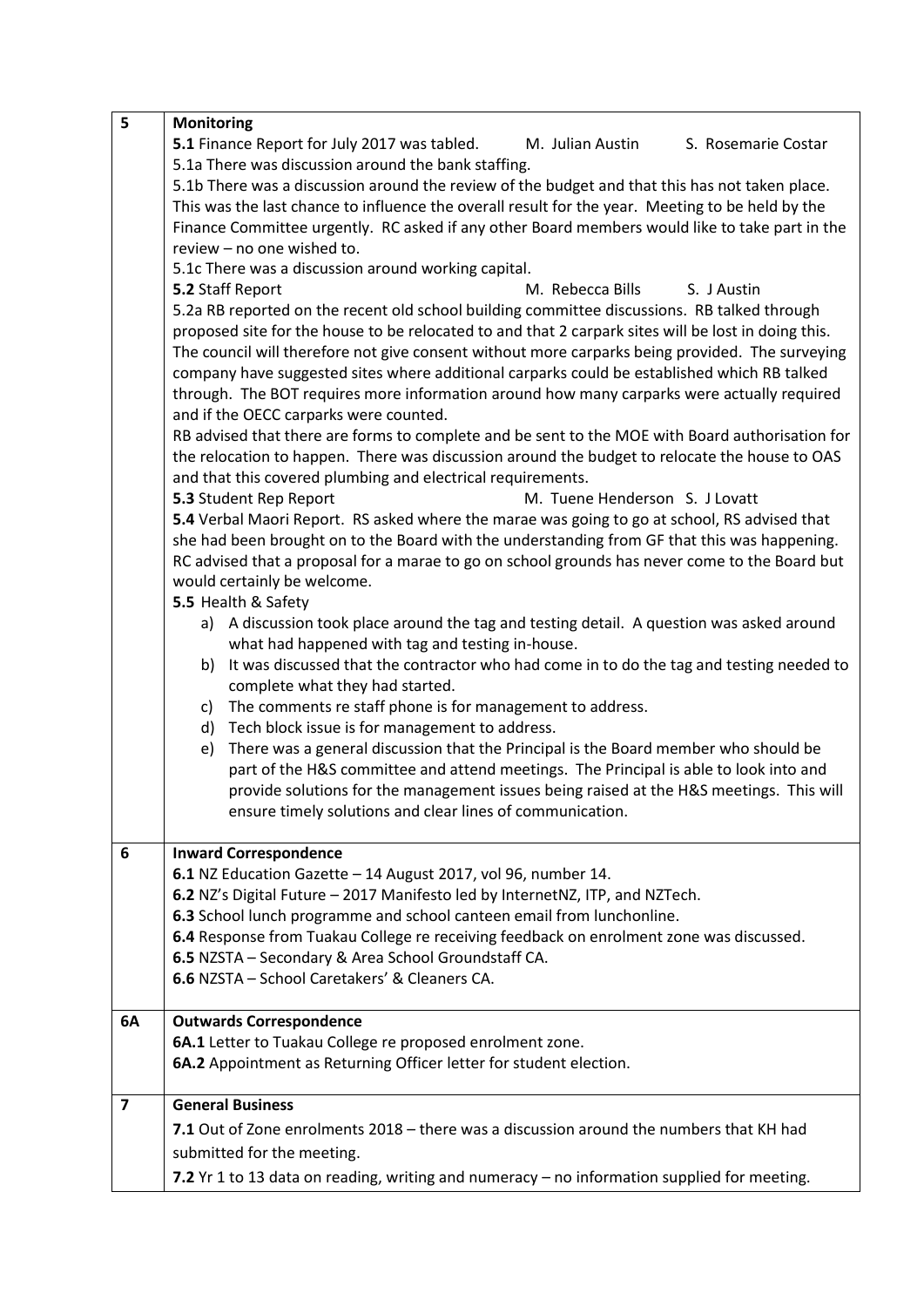| | |
|---|---|
| **5** | **Monitoring**<br>**5.1** Finance Report for July 2017 was tabled. M. Julian Austin S. Rosemarie Costar<br>5.1a There was discussion around the bank staffing.<br>5.1b There was a discussion around the review of the budget and that this has not taken place. This was the last chance to influence the overall result for the year. Meeting to be held by the Finance Committee urgently. RC asked if any other Board members would like to take part in the review – no one wished to.<br>5.1c There was a discussion around working capital.<br>**5.2** Staff Report M. Rebecca Bills S. J Austin<br>5.2a RB reported on the recent old school building committee discussions. RB talked through proposed site for the house to be relocated to and that 2 carpark sites will be lost in doing this. The council will therefore not give consent without more carparks being provided. The surveying company have suggested sites where additional carparks could be established which RB talked through. The BOT requires more information around how many carparks were actually required and if the OECC carparks were counted.<br>RB advised that there are forms to complete and be sent to the MOE with Board authorisation for the relocation to happen. There was discussion around the budget to relocate the house to OAS and that this covered plumbing and electrical requirements.<br>**5.3** Student Rep Report M. Tuene Henderson S. J Lovatt<br>**5.4** Verbal Maori Report. RS asked where the marae was going to go at school, RS advised that she had been brought on to the Board with the understanding from GF that this was happening. RC advised that a proposal for a marae to go on school grounds has never come to the Board but would certainly be welcome.<br>**5.5** Health & Safety<br>a) A discussion took place around the tag and testing detail. A question was asked around what had happened with tag and testing in-house.<br>b) It was discussed that the contractor who had come in to do the tag and testing needed to complete what they had started.<br>c) The comments re staff phone is for management to address.<br>d) Tech block issue is for management to address.<br>e) There was a general discussion that the Principal is the Board member who should be part of the H&S committee and attend meetings. The Principal is able to look into and provide solutions for the management issues being raised at the H&S meetings. This will ensure timely solutions and clear lines of communication. |
| **6** | **Inward Correspondence**<br>**6.1** NZ Education Gazette – 14 August 2017, vol 96, number 14.<br>**6.2** NZ's Digital Future – 2017 Manifesto led by InternetNZ, ITP, and NZTech.<br>**6.3** School lunch programme and school canteen email from lunchonline.<br>**6.4** Response from Tuakau College re receiving feedback on enrolment zone was discussed.<br>**6.5** NZSTA – Secondary & Area School Groundstaff CA.<br>**6.6** NZSTA – School Caretakers' & Cleaners CA. |
| **6A** | **Outwards Correspondence**<br>**6A.1** Letter to Tuakau College re proposed enrolment zone.<br>**6A.2** Appointment as Returning Officer letter for student election. |
| **7** | **General Business**<br>**7.1** Out of Zone enrolments 2018 – there was a discussion around the numbers that KH had submitted for the meeting.<br>**7.2** Yr 1 to 13 data on reading, writing and numeracy – no information supplied for meeting. |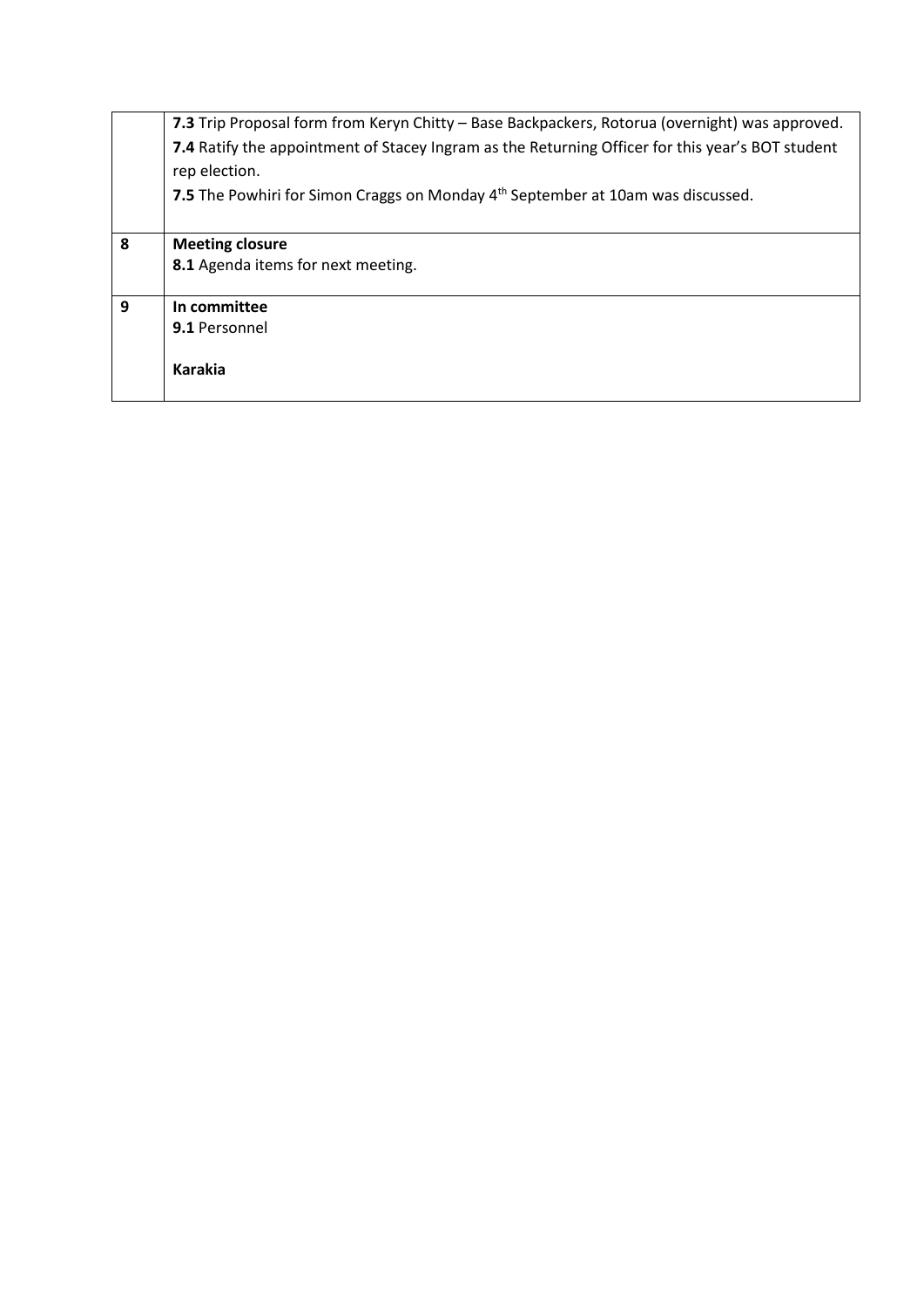| | |
|---|---|
| | **7.3** Trip Proposal form from Keryn Chitty – Base Backpackers, Rotorua (overnight) was approved.<br>**7.4** Ratify the appointment of Stacey Ingram as the Returning Officer for this year's BOT student rep election.<br>**7.5** The Powhiri for Simon Craggs on Monday 4th September at 10am was discussed. |
| **8** | **Meeting closure**<br>**8.1** Agenda items for next meeting. |
| **9** | **In committee**<br>**9.1** Personnel<br><br>**Karakia** |